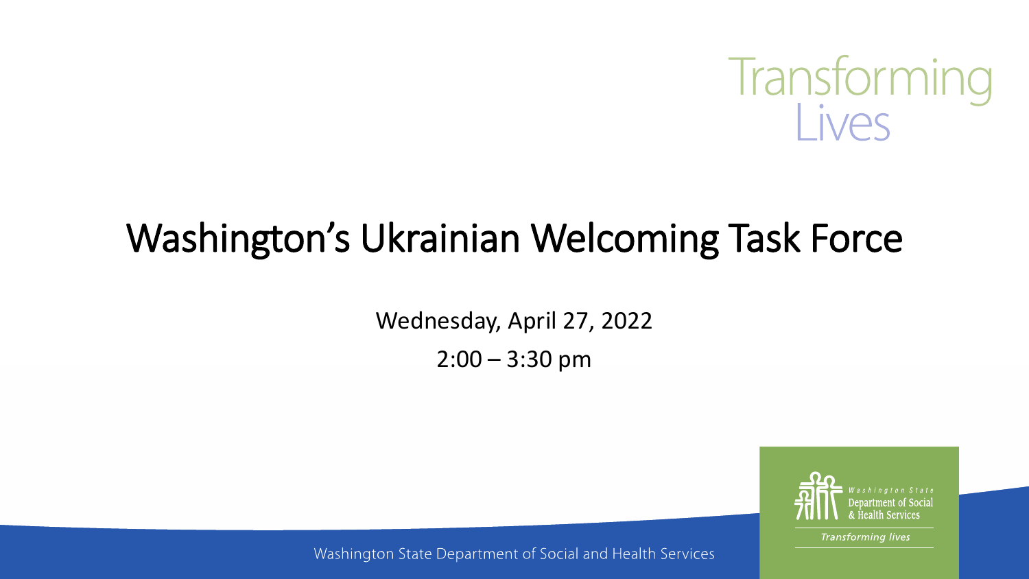Transforming Lives

# Washington's Ukrainian Welcoming Task Force

Wednesday, April 27, 2022

2:00 – 3:30 pm

Washington State Department of Social and Health Services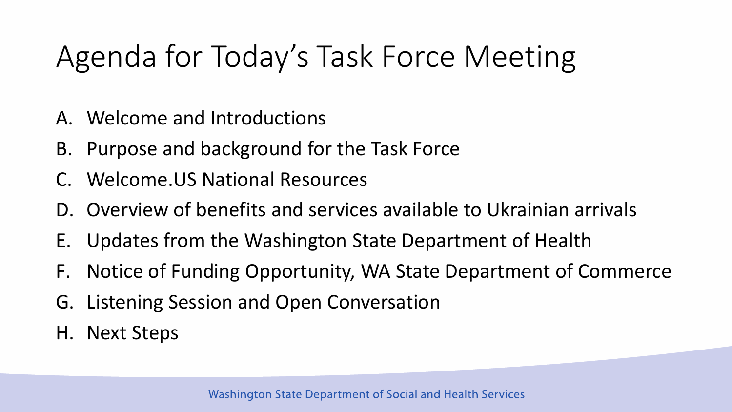# Agenda for Today's Task Force Meeting

A. Welcome and Introductions
B. Purpose and background for the Task Force
C. Welcome.US National Resources
D. Overview of benefits and services available to Ukrainian arrivals
E. Updates from the Washington State Department of Health
F. Notice of Funding Opportunity, WA State Department of Commerce
G. Listening Session and Open Conversation
H. Next Steps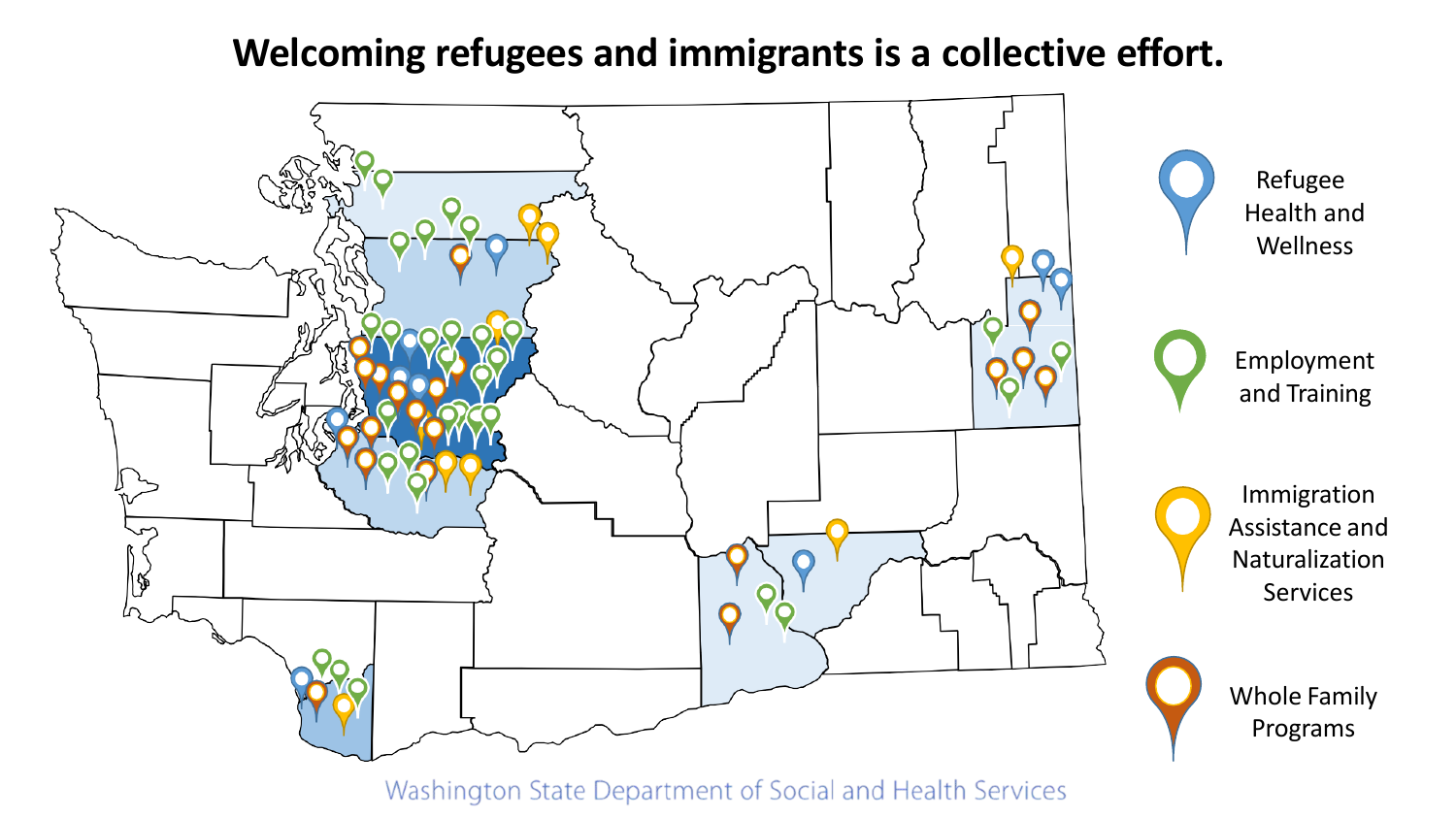# Welcoming refugees and immigrants is a collective effort.

- Refugee Health and Wellness
- Employment and Training
- Immigration Assistance and Naturalization Services
- Whole Family Programs

Washington State Department of Social and Health Services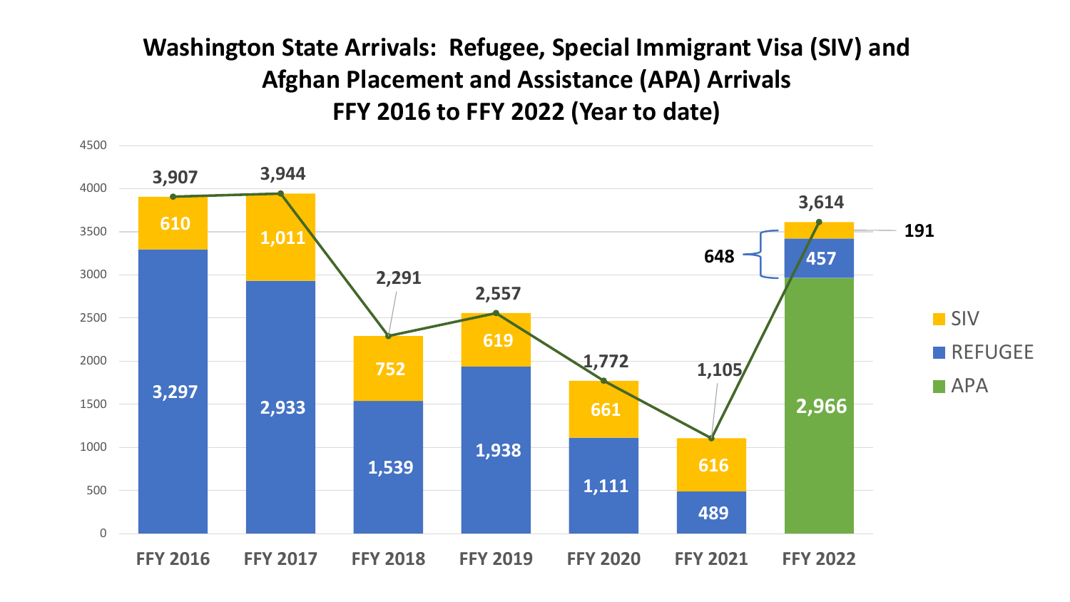# Washington State Arrivals: Refugee, Special Immigrant Visa (SIV) and Afghan Placement and Assistance (APA) Arrivals FFY 2016 to FFY 2022 (Year to date)

| | SIV | REFUGEE | APA | Total |
|---|---|---|---|---|
| FFY 2016 | 610 | 3,297 | | 3,907 |
| FFY 2017 | 1,011 | 2,933 | | 3,944 |
| FFY 2018 | 752 | 1,539 | | 2,291 |
| FFY 2019 | 619 | 1,938 | | 2,557 |
| FFY 2020 | 661 | 1,111 | | 1,772 |
| FFY 2021 | 616 | 489 | | 1,105 |
| FFY 2022 | 191 | 457 | 2,966 | 3,614 |

FFY 2022: SIV + Refugee = 648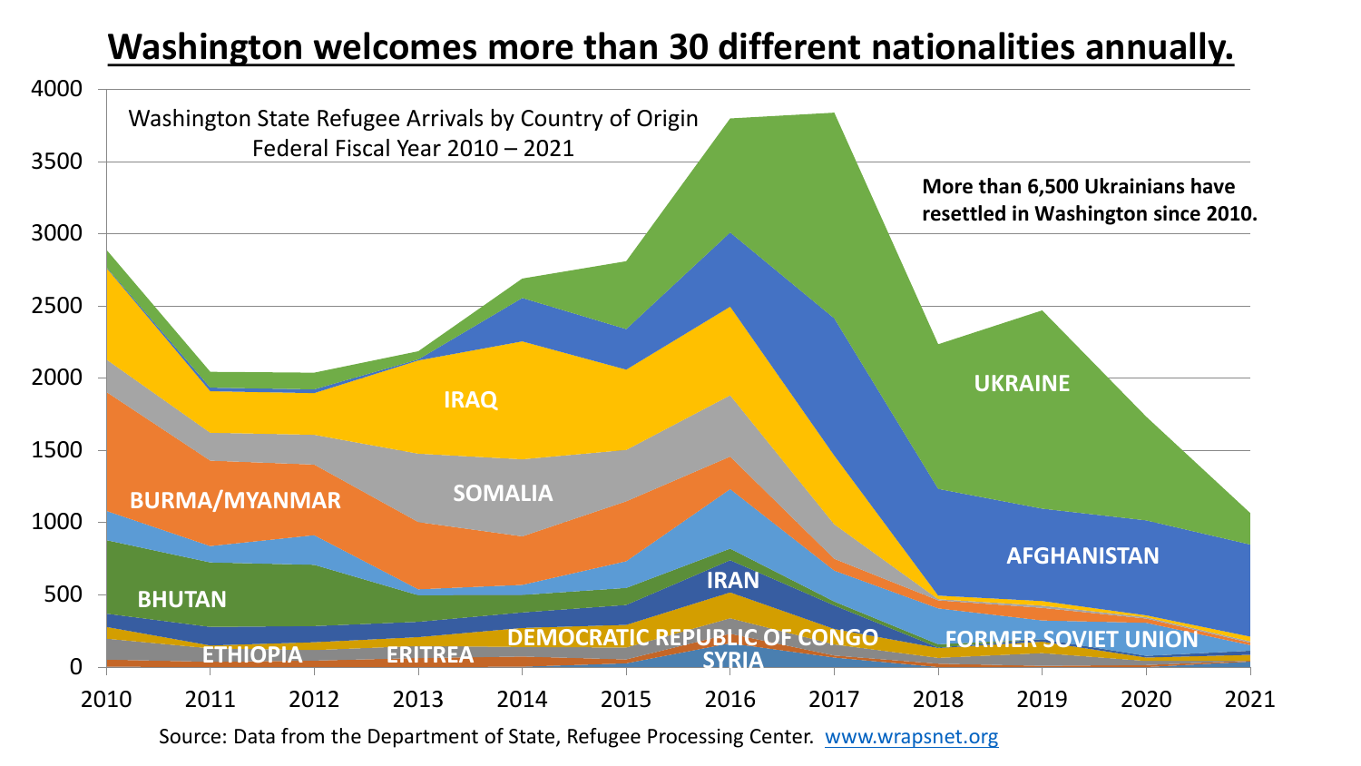# Washington welcomes more than 30 different nationalities annually.

Washington State Refugee Arrivals by Country of Origin
Federal Fiscal Year 2010 – 2021

**More than 6,500 Ukrainians have resettled in Washington since 2010.**

UKRAINE, AFGHANISTAN, IRAQ, SOMALIA, BURMA/MYANMAR, BHUTAN, IRAN, ETHIOPIA, ERITREA, DEMOCRATIC REPUBLIC OF CONGO, SYRIA, FORMER SOVIET UNION

Source: Data from the Department of State, Refugee Processing Center. www.wrapsnet.org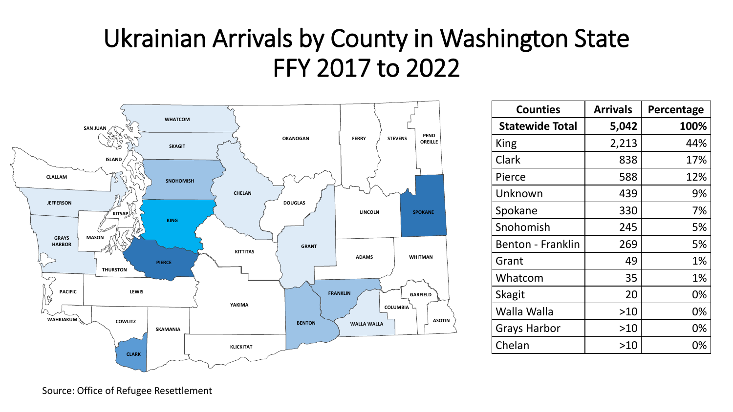# Ukrainian Arrivals by County in Washington State FFY 2017 to 2022

| Counties | Arrivals | Percentage |
|---|---|---|
| **Statewide Total** | **5,042** | **100%** |
| King | 2,213 | 44% |
| Clark | 838 | 17% |
| Pierce | 588 | 12% |
| Unknown | 439 | 9% |
| Spokane | 330 | 7% |
| Snohomish | 245 | 5% |
| Benton - Franklin | 269 | 5% |
| Grant | 49 | 1% |
| Whatcom | 35 | 1% |
| Skagit | 20 | 0% |
| Walla Walla | >10 | 0% |
| Grays Harbor | >10 | 0% |
| Chelan | >10 | 0% |

Source: Office of Refugee Resettlement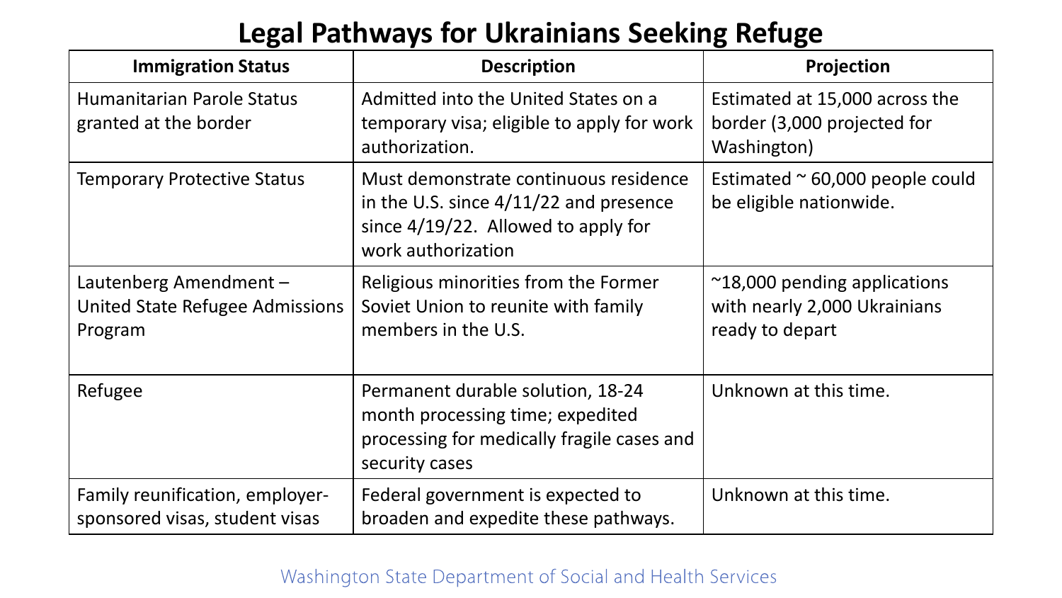# Legal Pathways for Ukrainians Seeking Refuge

| Immigration Status | Description | Projection |
|---|---|---|
| Humanitarian Parole Status granted at the border | Admitted into the United States on a temporary visa; eligible to apply for work authorization. | Estimated at 15,000 across the border (3,000 projected for Washington) |
| Temporary Protective Status | Must demonstrate continuous residence in the U.S. since 4/11/22 and presence since 4/19/22. Allowed to apply for work authorization | Estimated ~ 60,000 people could be eligible nationwide. |
| Lautenberg Amendment – United State Refugee Admissions Program | Religious minorities from the Former Soviet Union to reunite with family members in the U.S. | ~18,000 pending applications with nearly 2,000 Ukrainians ready to depart |
| Refugee | Permanent durable solution, 18-24 month processing time; expedited processing for medically fragile cases and security cases | Unknown at this time. |
| Family reunification, employer-sponsored visas, student visas | Federal government is expected to broaden and expedite these pathways. | Unknown at this time. |

Washington State Department of Social and Health Services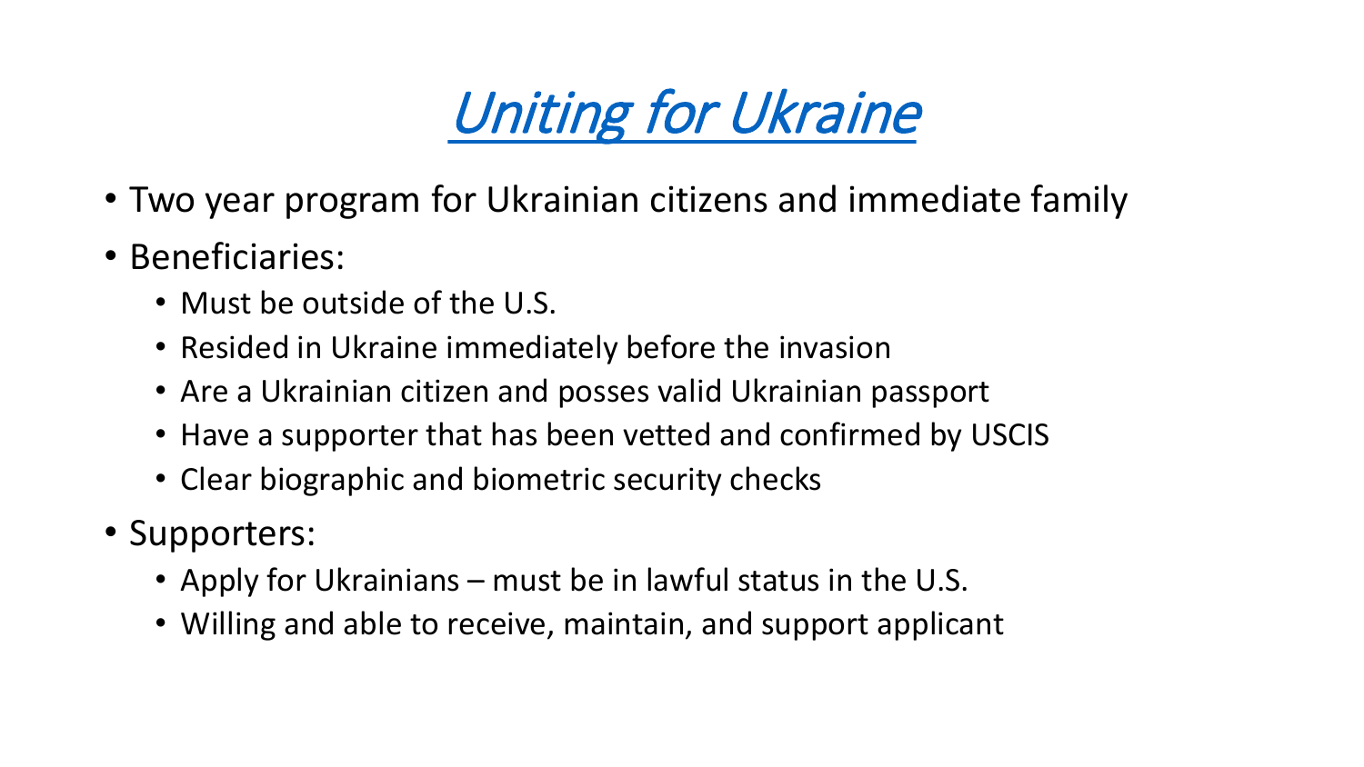# *Uniting for Ukraine*

- Two year program for Ukrainian citizens and immediate family
- Beneficiaries:
  - Must be outside of the U.S.
  - Resided in Ukraine immediately before the invasion
  - Are a Ukrainian citizen and posses valid Ukrainian passport
  - Have a supporter that has been vetted and confirmed by USCIS
  - Clear biographic and biometric security checks
- Supporters:
  - Apply for Ukrainians – must be in lawful status in the U.S.
  - Willing and able to receive, maintain, and support applicant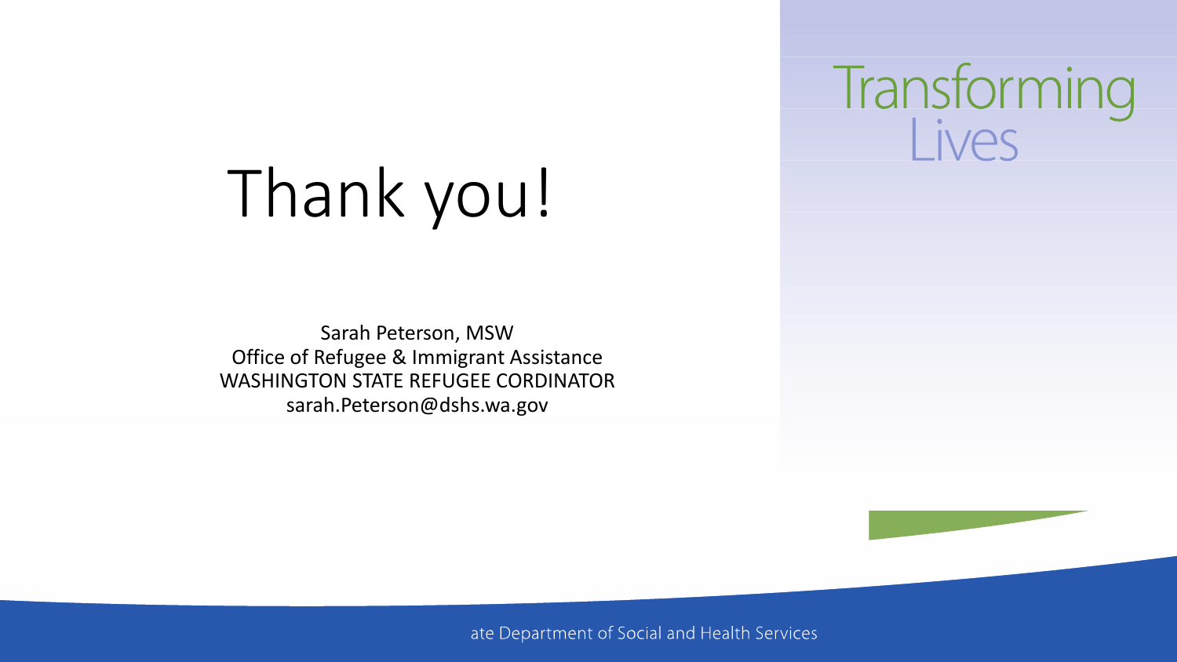# Thank you!

Sarah Peterson, MSW
Office of Refugee & Immigrant Assistance
WASHINGTON STATE REFUGEE CORDINATOR
sarah.Peterson@dshs.wa.gov

Transforming Lives

ate Department of Social and Health Services